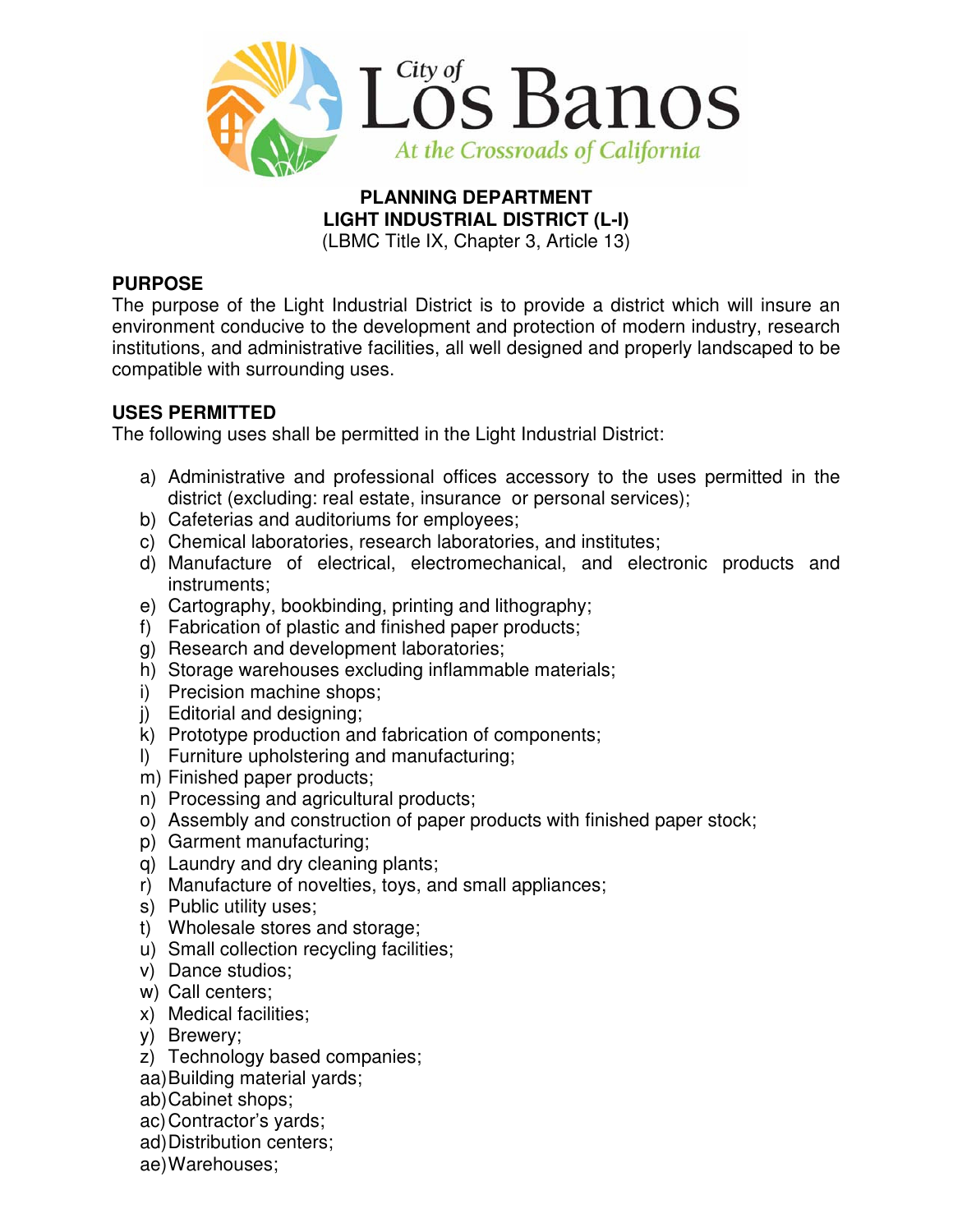City of Los Banos
At the Crossroads of California

**PLANNING DEPARTMENT**
**LIGHT INDUSTRIAL DISTRICT (L-I)**
(LBMC Title IX, Chapter 3, Article 13)

## PURPOSE

The purpose of the Light Industrial District is to provide a district which will insure an environment conducive to the development and protection of modern industry, research institutions, and administrative facilities, all well designed and properly landscaped to be compatible with surrounding uses.

## USES PERMITTED

The following uses shall be permitted in the Light Industrial District:

a) Administrative and professional offices accessory to the uses permitted in the district (excluding: real estate, insurance or personal services);
b) Cafeterias and auditoriums for employees;
c) Chemical laboratories, research laboratories, and institutes;
d) Manufacture of electrical, electromechanical, and electronic products and instruments;
e) Cartography, bookbinding, printing and lithography;
f) Fabrication of plastic and finished paper products;
g) Research and development laboratories;
h) Storage warehouses excluding inflammable materials;
i) Precision machine shops;
j) Editorial and designing;
k) Prototype production and fabrication of components;
l) Furniture upholstering and manufacturing;
m) Finished paper products;
n) Processing and agricultural products;
o) Assembly and construction of paper products with finished paper stock;
p) Garment manufacturing;
q) Laundry and dry cleaning plants;
r) Manufacture of novelties, toys, and small appliances;
s) Public utility uses;
t) Wholesale stores and storage;
u) Small collection recycling facilities;
v) Dance studios;
w) Call centers;
x) Medical facilities;
y) Brewery;
z) Technology based companies;
aa) Building material yards;
ab) Cabinet shops;
ac) Contractor's yards;
ad) Distribution centers;
ae) Warehouses;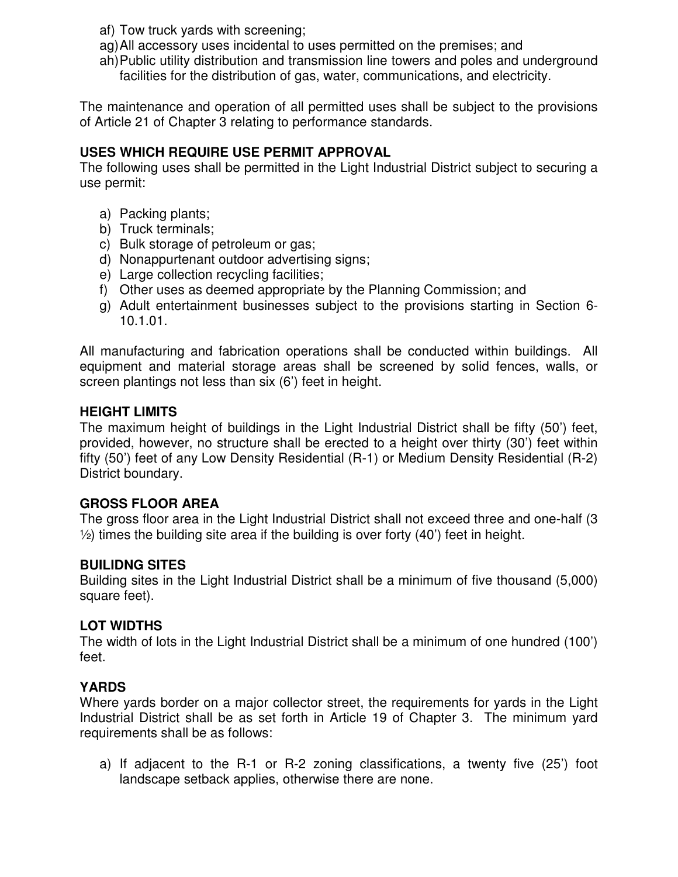af) Tow truck yards with screening;
ag) All accessory uses incidental to uses permitted on the premises; and
ah) Public utility distribution and transmission line towers and poles and underground facilities for the distribution of gas, water, communications, and electricity.

The maintenance and operation of all permitted uses shall be subject to the provisions of Article 21 of Chapter 3 relating to performance standards.

**USES WHICH REQUIRE USE PERMIT APPROVAL**
The following uses shall be permitted in the Light Industrial District subject to securing a use permit:

a) Packing plants;
b) Truck terminals;
c) Bulk storage of petroleum or gas;
d) Nonappurtenant outdoor advertising signs;
e) Large collection recycling facilities;
f) Other uses as deemed appropriate by the Planning Commission; and
g) Adult entertainment businesses subject to the provisions starting in Section 6-10.1.01.

All manufacturing and fabrication operations shall be conducted within buildings. All equipment and material storage areas shall be screened by solid fences, walls, or screen plantings not less than six (6') feet in height.

**HEIGHT LIMITS**
The maximum height of buildings in the Light Industrial District shall be fifty (50') feet, provided, however, no structure shall be erected to a height over thirty (30') feet within fifty (50') feet of any Low Density Residential (R-1) or Medium Density Residential (R-2) District boundary.

**GROSS FLOOR AREA**
The gross floor area in the Light Industrial District shall not exceed three and one-half (3 ½) times the building site area if the building is over forty (40') feet in height.

**BUILIDNG SITES**
Building sites in the Light Industrial District shall be a minimum of five thousand (5,000) square feet).

**LOT WIDTHS**
The width of lots in the Light Industrial District shall be a minimum of one hundred (100') feet.

**YARDS**
Where yards border on a major collector street, the requirements for yards in the Light Industrial District shall be as set forth in Article 19 of Chapter 3. The minimum yard requirements shall be as follows:

a) If adjacent to the R-1 or R-2 zoning classifications, a twenty five (25') foot landscape setback applies, otherwise there are none.